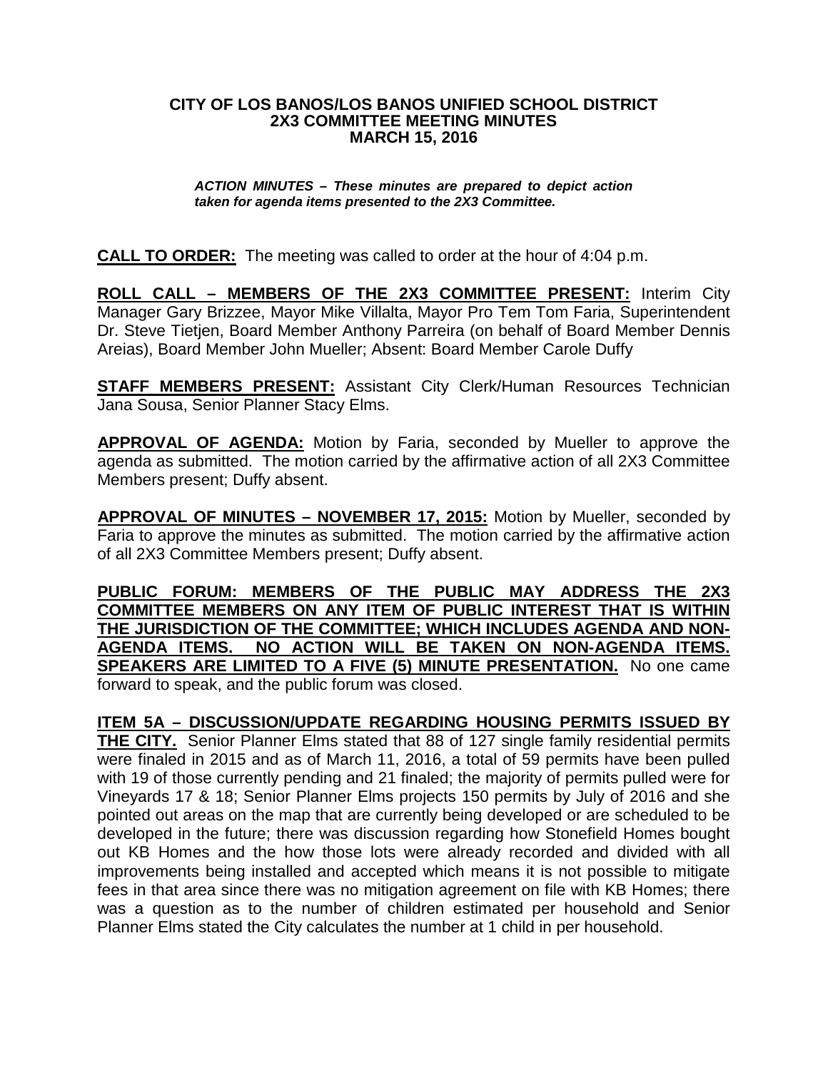**CITY OF LOS BANOS/LOS BANOS UNIFIED SCHOOL DISTRICT**
**2X3 COMMITTEE MEETING MINUTES**
**MARCH 15, 2016**

***ACTION MINUTES – These minutes are prepared to depict action taken for agenda items presented to the 2X3 Committee.***

**CALL TO ORDER:** The meeting was called to order at the hour of 4:04 p.m.

**ROLL CALL – MEMBERS OF THE 2X3 COMMITTEE PRESENT:** Interim City Manager Gary Brizzee, Mayor Mike Villalta, Mayor Pro Tem Tom Faria, Superintendent Dr. Steve Tietjen, Board Member Anthony Parreira (on behalf of Board Member Dennis Areias), Board Member John Mueller; Absent: Board Member Carole Duffy

**STAFF MEMBERS PRESENT:** Assistant City Clerk/Human Resources Technician Jana Sousa, Senior Planner Stacy Elms.

**APPROVAL OF AGENDA:** Motion by Faria, seconded by Mueller to approve the agenda as submitted. The motion carried by the affirmative action of all 2X3 Committee Members present; Duffy absent.

**APPROVAL OF MINUTES – NOVEMBER 17, 2015:** Motion by Mueller, seconded by Faria to approve the minutes as submitted. The motion carried by the affirmative action of all 2X3 Committee Members present; Duffy absent.

**PUBLIC FORUM: MEMBERS OF THE PUBLIC MAY ADDRESS THE 2X3 COMMITTEE MEMBERS ON ANY ITEM OF PUBLIC INTEREST THAT IS WITHIN THE JURISDICTION OF THE COMMITTEE; WHICH INCLUDES AGENDA AND NON-AGENDA ITEMS. NO ACTION WILL BE TAKEN ON NON-AGENDA ITEMS. SPEAKERS ARE LIMITED TO A FIVE (5) MINUTE PRESENTATION.** No one came forward to speak, and the public forum was closed.

**ITEM 5A – DISCUSSION/UPDATE REGARDING HOUSING PERMITS ISSUED BY THE CITY.** Senior Planner Elms stated that 88 of 127 single family residential permits were finaled in 2015 and as of March 11, 2016, a total of 59 permits have been pulled with 19 of those currently pending and 21 finaled; the majority of permits pulled were for Vineyards 17 & 18; Senior Planner Elms projects 150 permits by July of 2016 and she pointed out areas on the map that are currently being developed or are scheduled to be developed in the future; there was discussion regarding how Stonefield Homes bought out KB Homes and the how those lots were already recorded and divided with all improvements being installed and accepted which means it is not possible to mitigate fees in that area since there was no mitigation agreement on file with KB Homes; there was a question as to the number of children estimated per household and Senior Planner Elms stated the City calculates the number at 1 child in per household.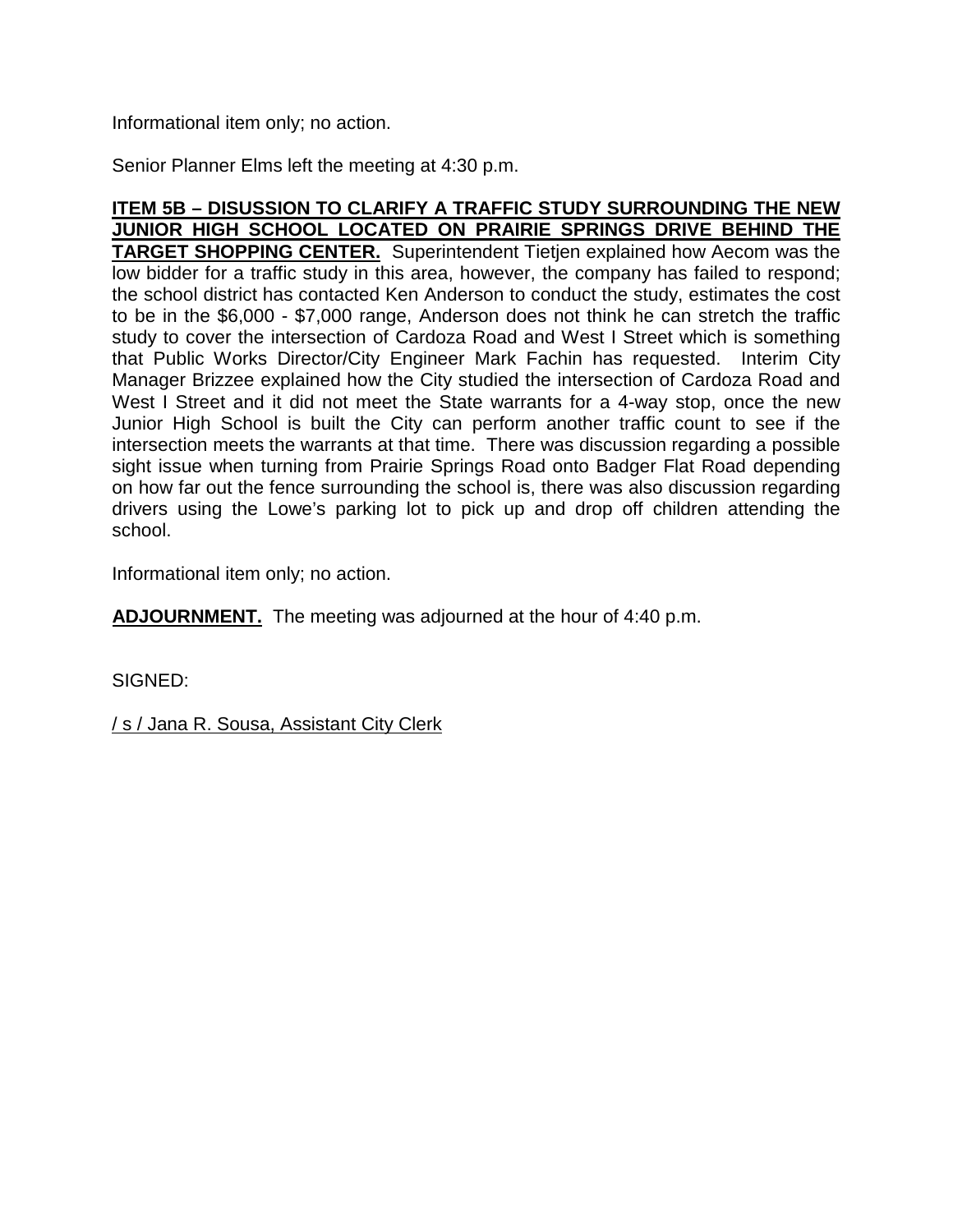Informational item only; no action.

Senior Planner Elms left the meeting at 4:30 p.m.

**ITEM 5B – DISUSSION TO CLARIFY A TRAFFIC STUDY SURROUNDING THE NEW JUNIOR HIGH SCHOOL LOCATED ON PRAIRIE SPRINGS DRIVE BEHIND THE TARGET SHOPPING CENTER.** Superintendent Tietjen explained how Aecom was the low bidder for a traffic study in this area, however, the company has failed to respond; the school district has contacted Ken Anderson to conduct the study, estimates the cost to be in the $6,000 - $7,000 range, Anderson does not think he can stretch the traffic study to cover the intersection of Cardoza Road and West I Street which is something that Public Works Director/City Engineer Mark Fachin has requested. Interim City Manager Brizzee explained how the City studied the intersection of Cardoza Road and West I Street and it did not meet the State warrants for a 4-way stop, once the new Junior High School is built the City can perform another traffic count to see if the intersection meets the warrants at that time. There was discussion regarding a possible sight issue when turning from Prairie Springs Road onto Badger Flat Road depending on how far out the fence surrounding the school is, there was also discussion regarding drivers using the Lowe's parking lot to pick up and drop off children attending the school.

Informational item only; no action.

**ADJOURNMENT.** The meeting was adjourned at the hour of 4:40 p.m.

SIGNED:

/ s / Jana R. Sousa, Assistant City Clerk